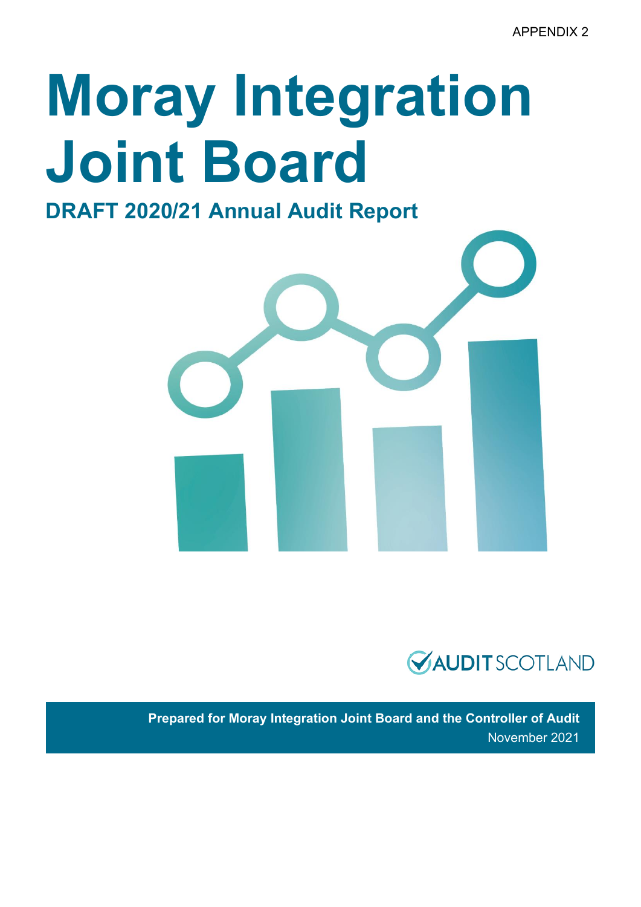APPENDIX 2

# Moray Integration Joint Board

## DRAFT 2020/21 Annual Audit Report

AUDIT SCOTLAND

**Prepared for Moray Integration Joint Board and the Controller of Audit**

November 2021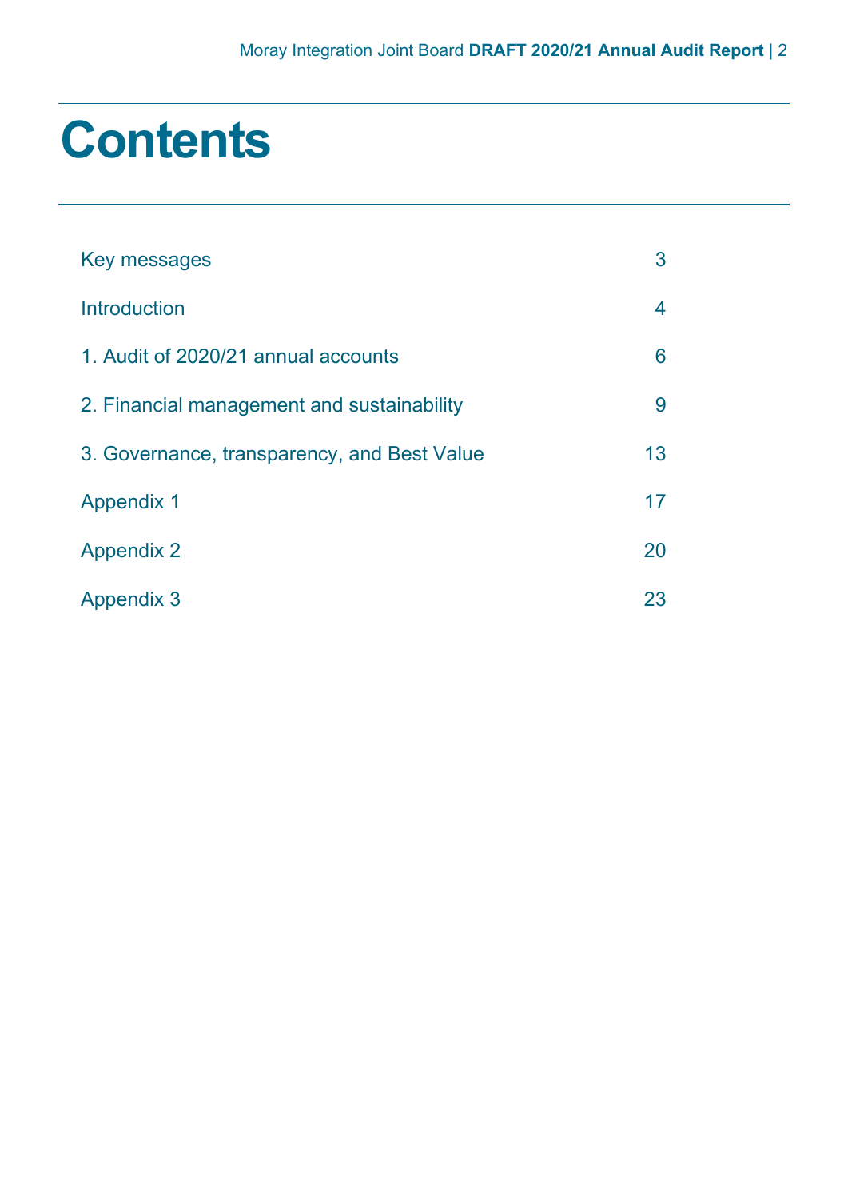# Contents

| | |
|---|---|
| Key messages | 3 |
| Introduction | 4 |
| 1. Audit of 2020/21 annual accounts | 6 |
| 2. Financial management and sustainability | 9 |
| 3. Governance, transparency, and Best Value | 13 |
| Appendix 1 | 17 |
| Appendix 2 | 20 |
| Appendix 3 | 23 |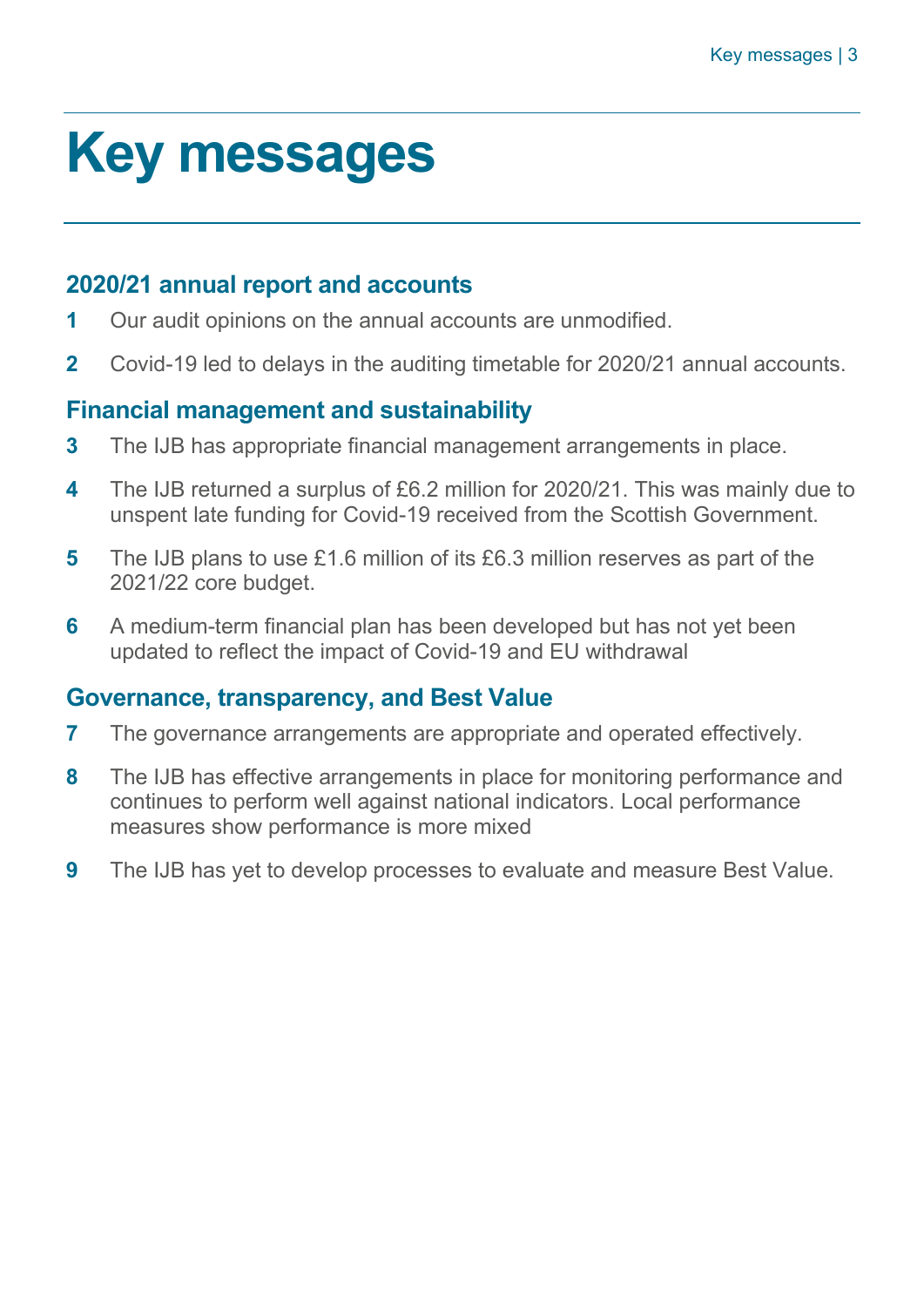# Key messages

## 2020/21 annual report and accounts

1. Our audit opinions on the annual accounts are unmodified.
2. Covid-19 led to delays in the auditing timetable for 2020/21 annual accounts.

## Financial management and sustainability

3. The IJB has appropriate financial management arrangements in place.
4. The IJB returned a surplus of £6.2 million for 2020/21. This was mainly due to unspent late funding for Covid-19 received from the Scottish Government.
5. The IJB plans to use £1.6 million of its £6.3 million reserves as part of the 2021/22 core budget.
6. A medium-term financial plan has been developed but has not yet been updated to reflect the impact of Covid-19 and EU withdrawal

## Governance, transparency, and Best Value

7. The governance arrangements are appropriate and operated effectively.
8. The IJB has effective arrangements in place for monitoring performance and continues to perform well against national indicators. Local performance measures show performance is more mixed
9. The IJB has yet to develop processes to evaluate and measure Best Value.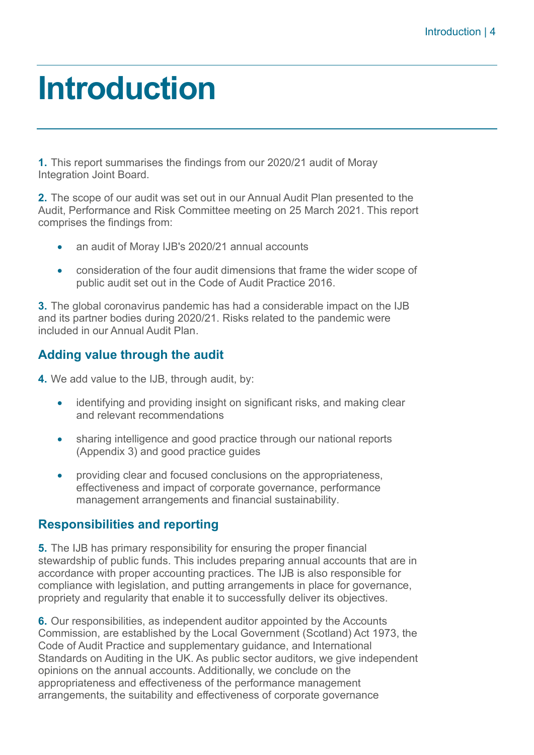# Introduction

**1.** This report summarises the findings from our 2020/21 audit of Moray Integration Joint Board.

**2.** The scope of our audit was set out in our Annual Audit Plan presented to the Audit, Performance and Risk Committee meeting on 25 March 2021. This report comprises the findings from:

- an audit of Moray IJB's 2020/21 annual accounts
- consideration of the four audit dimensions that frame the wider scope of public audit set out in the Code of Audit Practice 2016.

**3.** The global coronavirus pandemic has had a considerable impact on the IJB and its partner bodies during 2020/21. Risks related to the pandemic were included in our Annual Audit Plan.

## Adding value through the audit

**4.** We add value to the IJB, through audit, by:

- identifying and providing insight on significant risks, and making clear and relevant recommendations
- sharing intelligence and good practice through our national reports (Appendix 3) and good practice guides
- providing clear and focused conclusions on the appropriateness, effectiveness and impact of corporate governance, performance management arrangements and financial sustainability.

## Responsibilities and reporting

**5.** The IJB has primary responsibility for ensuring the proper financial stewardship of public funds. This includes preparing annual accounts that are in accordance with proper accounting practices. The IJB is also responsible for compliance with legislation, and putting arrangements in place for governance, propriety and regularity that enable it to successfully deliver its objectives.

**6.** Our responsibilities, as independent auditor appointed by the Accounts Commission, are established by the Local Government (Scotland) Act 1973, the Code of Audit Practice and supplementary guidance, and International Standards on Auditing in the UK. As public sector auditors, we give independent opinions on the annual accounts. Additionally, we conclude on the appropriateness and effectiveness of the performance management arrangements, the suitability and effectiveness of corporate governance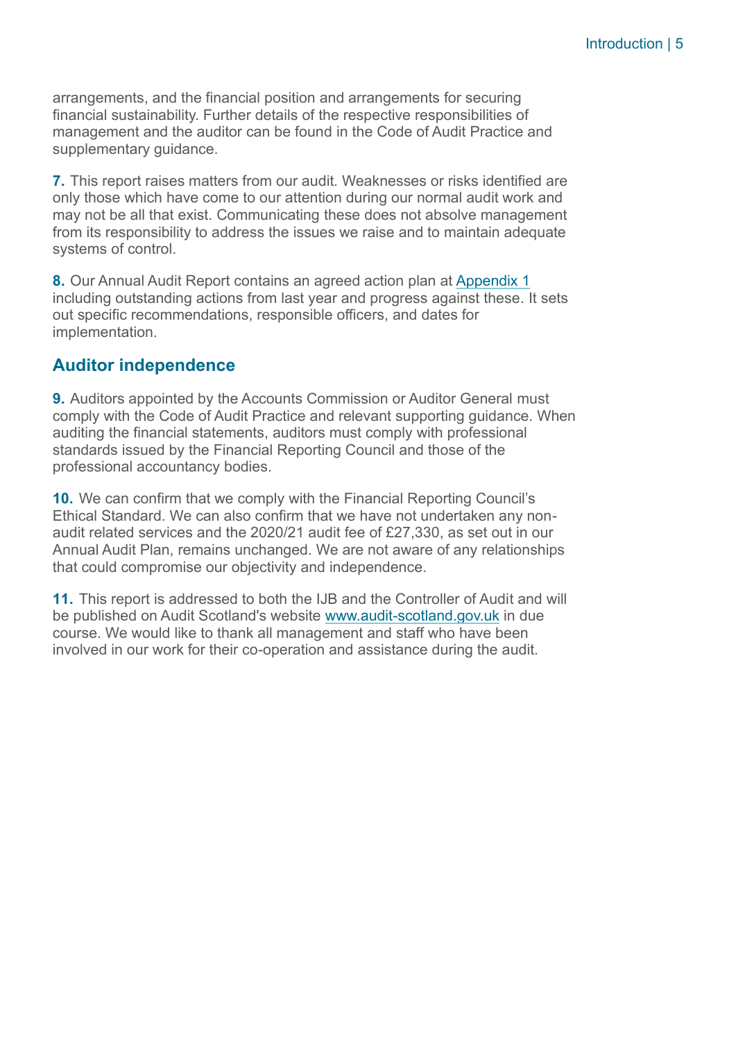arrangements, and the financial position and arrangements for securing financial sustainability. Further details of the respective responsibilities of management and the auditor can be found in the Code of Audit Practice and supplementary guidance.

**7.** This report raises matters from our audit. Weaknesses or risks identified are only those which have come to our attention during our normal audit work and may not be all that exist. Communicating these does not absolve management from its responsibility to address the issues we raise and to maintain adequate systems of control.

**8.** Our Annual Audit Report contains an agreed action plan at Appendix 1 including outstanding actions from last year and progress against these. It sets out specific recommendations, responsible officers, and dates for implementation.

## Auditor independence

**9.** Auditors appointed by the Accounts Commission or Auditor General must comply with the Code of Audit Practice and relevant supporting guidance. When auditing the financial statements, auditors must comply with professional standards issued by the Financial Reporting Council and those of the professional accountancy bodies.

**10.** We can confirm that we comply with the Financial Reporting Council's Ethical Standard. We can also confirm that we have not undertaken any non-audit related services and the 2020/21 audit fee of £27,330, as set out in our Annual Audit Plan, remains unchanged. We are not aware of any relationships that could compromise our objectivity and independence.

**11.** This report is addressed to both the IJB and the Controller of Audit and will be published on Audit Scotland's website www.audit-scotland.gov.uk in due course. We would like to thank all management and staff who have been involved in our work for their co-operation and assistance during the audit.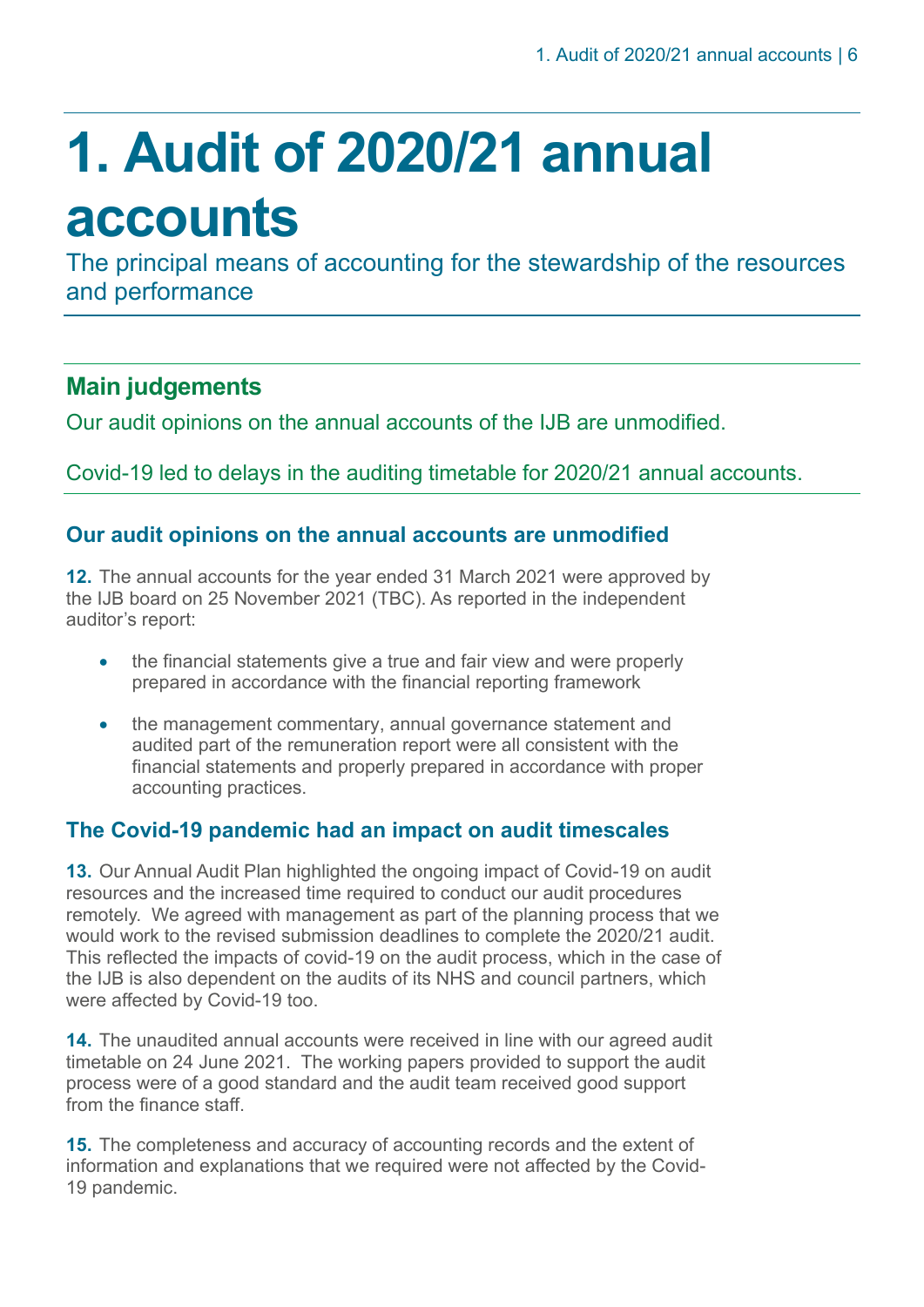# 1. Audit of 2020/21 annual accounts

The principal means of accounting for the stewardship of the resources and performance

## Main judgements

Our audit opinions on the annual accounts of the IJB are unmodified.

Covid-19 led to delays in the auditing timetable for 2020/21 annual accounts.

### Our audit opinions on the annual accounts are unmodified

**12.** The annual accounts for the year ended 31 March 2021 were approved by the IJB board on 25 November 2021 (TBC). As reported in the independent auditor's report:

- the financial statements give a true and fair view and were properly prepared in accordance with the financial reporting framework
- the management commentary, annual governance statement and audited part of the remuneration report were all consistent with the financial statements and properly prepared in accordance with proper accounting practices.

### The Covid-19 pandemic had an impact on audit timescales

**13.** Our Annual Audit Plan highlighted the ongoing impact of Covid-19 on audit resources and the increased time required to conduct our audit procedures remotely. We agreed with management as part of the planning process that we would work to the revised submission deadlines to complete the 2020/21 audit. This reflected the impacts of covid-19 on the audit process, which in the case of the IJB is also dependent on the audits of its NHS and council partners, which were affected by Covid-19 too.

**14.** The unaudited annual accounts were received in line with our agreed audit timetable on 24 June 2021. The working papers provided to support the audit process were of a good standard and the audit team received good support from the finance staff.

**15.** The completeness and accuracy of accounting records and the extent of information and explanations that we required were not affected by the Covid-19 pandemic.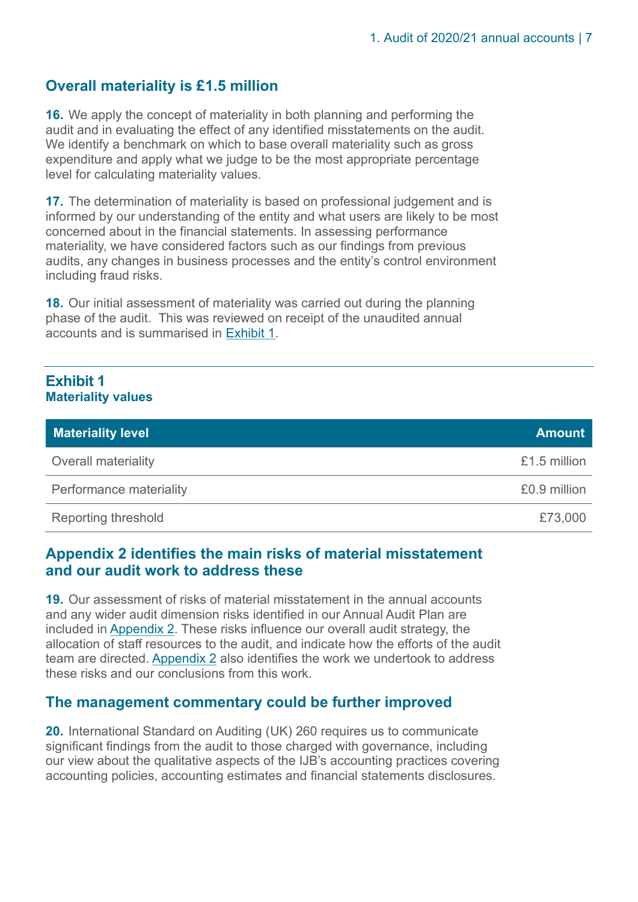## Overall materiality is £1.5 million

**16.** We apply the concept of materiality in both planning and performing the audit and in evaluating the effect of any identified misstatements on the audit. We identify a benchmark on which to base overall materiality such as gross expenditure and apply what we judge to be the most appropriate percentage level for calculating materiality values.

**17.** The determination of materiality is based on professional judgement and is informed by our understanding of the entity and what users are likely to be most concerned about in the financial statements. In assessing performance materiality, we have considered factors such as our findings from previous audits, any changes in business processes and the entity's control environment including fraud risks.

**18.** Our initial assessment of materiality was carried out during the planning phase of the audit. This was reviewed on receipt of the unaudited annual accounts and is summarised in Exhibit 1.

**Exhibit 1**
**Materiality values**

| Materiality level | Amount |
|---|---:|
| Overall materiality | £1.5 million |
| Performance materiality | £0.9 million |
| Reporting threshold | £73,000 |

## Appendix 2 identifies the main risks of material misstatement and our audit work to address these

**19.** Our assessment of risks of material misstatement in the annual accounts and any wider audit dimension risks identified in our Annual Audit Plan are included in Appendix 2. These risks influence our overall audit strategy, the allocation of staff resources to the audit, and indicate how the efforts of the audit team are directed. Appendix 2 also identifies the work we undertook to address these risks and our conclusions from this work.

## The management commentary could be further improved

**20.** International Standard on Auditing (UK) 260 requires us to communicate significant findings from the audit to those charged with governance, including our view about the qualitative aspects of the IJB's accounting practices covering accounting policies, accounting estimates and financial statements disclosures.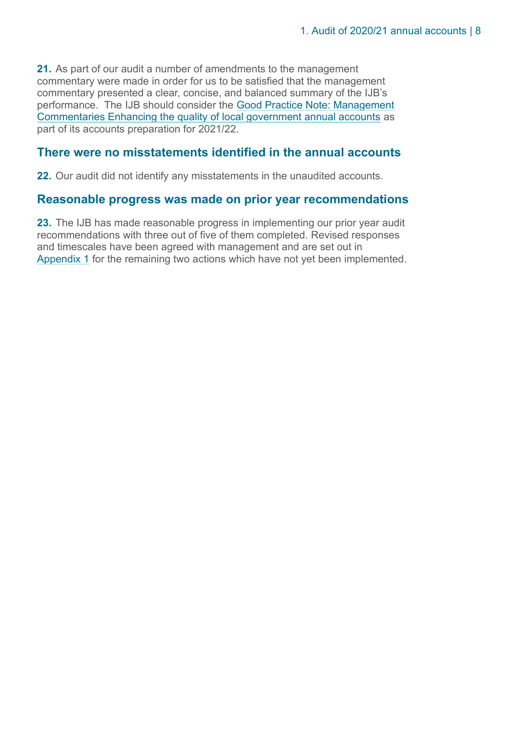**21.** As part of our audit a number of amendments to the management commentary were made in order for us to be satisfied that the management commentary presented a clear, concise, and balanced summary of the IJB's performance. The IJB should consider the Good Practice Note: Management Commentaries Enhancing the quality of local government annual accounts as part of its accounts preparation for 2021/22.

## There were no misstatements identified in the annual accounts

**22.** Our audit did not identify any misstatements in the unaudited accounts.

## Reasonable progress was made on prior year recommendations

**23.** The IJB has made reasonable progress in implementing our prior year audit recommendations with three out of five of them completed. Revised responses and timescales have been agreed with management and are set out in Appendix 1 for the remaining two actions which have not yet been implemented.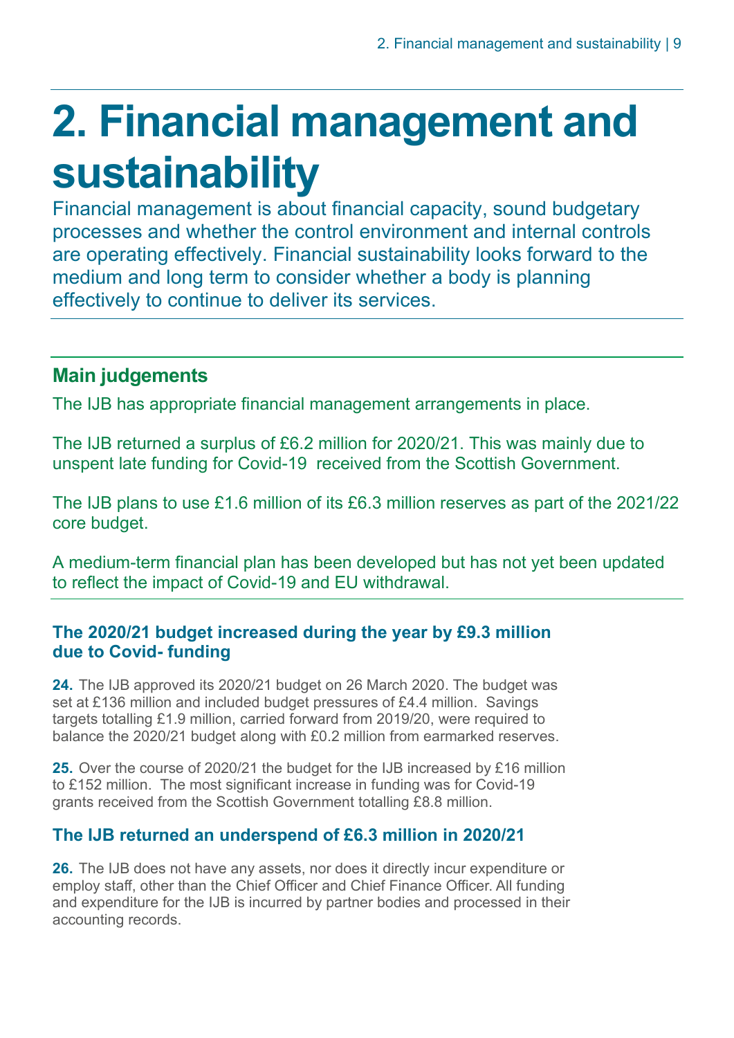# 2. Financial management and sustainability

Financial management is about financial capacity, sound budgetary processes and whether the control environment and internal controls are operating effectively. Financial sustainability looks forward to the medium and long term to consider whether a body is planning effectively to continue to deliver its services.

## Main judgements

The IJB has appropriate financial management arrangements in place.

The IJB returned a surplus of £6.2 million for 2020/21. This was mainly due to unspent late funding for Covid-19 received from the Scottish Government.

The IJB plans to use £1.6 million of its £6.3 million reserves as part of the 2021/22 core budget.

A medium-term financial plan has been developed but has not yet been updated to reflect the impact of Covid-19 and EU withdrawal.

### The 2020/21 budget increased during the year by £9.3 million due to Covid- funding

**24.** The IJB approved its 2020/21 budget on 26 March 2020. The budget was set at £136 million and included budget pressures of £4.4 million. Savings targets totalling £1.9 million, carried forward from 2019/20, were required to balance the 2020/21 budget along with £0.2 million from earmarked reserves.

**25.** Over the course of 2020/21 the budget for the IJB increased by £16 million to £152 million. The most significant increase in funding was for Covid-19 grants received from the Scottish Government totalling £8.8 million.

### The IJB returned an underspend of £6.3 million in 2020/21

**26.** The IJB does not have any assets, nor does it directly incur expenditure or employ staff, other than the Chief Officer and Chief Finance Officer. All funding and expenditure for the IJB is incurred by partner bodies and processed in their accounting records.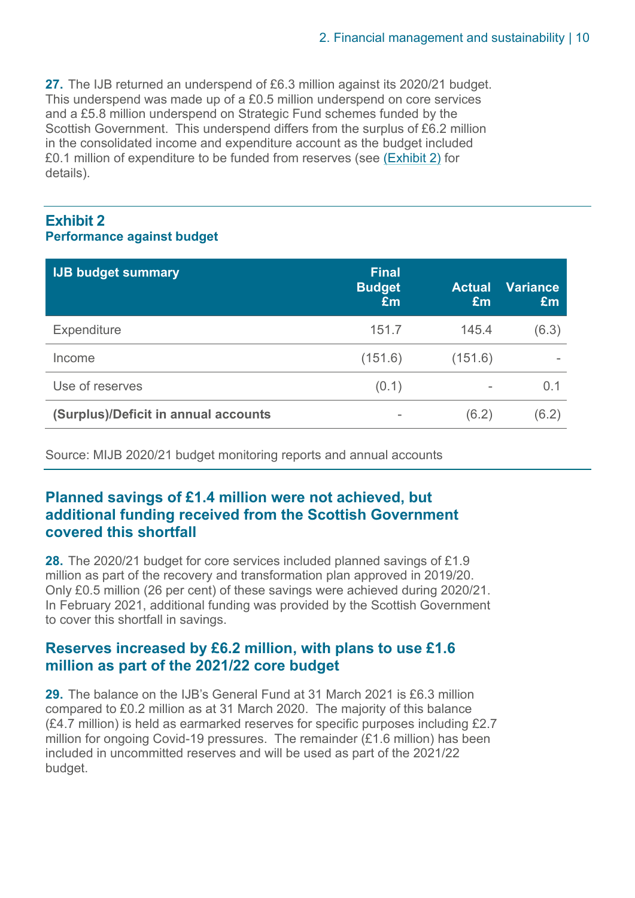**27.** The IJB returned an underspend of £6.3 million against its 2020/21 budget. This underspend was made up of a £0.5 million underspend on core services and a £5.8 million underspend on Strategic Fund schemes funded by the Scottish Government. This underspend differs from the surplus of £6.2 million in the consolidated income and expenditure account as the budget included £0.1 million of expenditure to be funded from reserves (see (Exhibit 2) for details).

**Exhibit 2**
**Performance against budget**

| IJB budget summary | Final Budget £m | Actual £m | Variance £m |
|---|---|---|---|
| Expenditure | 151.7 | 145.4 | (6.3) |
| Income | (151.6) | (151.6) | - |
| Use of reserves | (0.1) | - | 0.1 |
| **(Surplus)/Deficit in annual accounts** | - | (6.2) | (6.2) |

Source: MIJB 2020/21 budget monitoring reports and annual accounts

## Planned savings of £1.4 million were not achieved, but additional funding received from the Scottish Government covered this shortfall

**28.** The 2020/21 budget for core services included planned savings of £1.9 million as part of the recovery and transformation plan approved in 2019/20. Only £0.5 million (26 per cent) of these savings were achieved during 2020/21. In February 2021, additional funding was provided by the Scottish Government to cover this shortfall in savings.

## Reserves increased by £6.2 million, with plans to use £1.6 million as part of the 2021/22 core budget

**29.** The balance on the IJB's General Fund at 31 March 2021 is £6.3 million compared to £0.2 million as at 31 March 2020. The majority of this balance (£4.7 million) is held as earmarked reserves for specific purposes including £2.7 million for ongoing Covid-19 pressures. The remainder (£1.6 million) has been included in uncommitted reserves and will be used as part of the 2021/22 budget.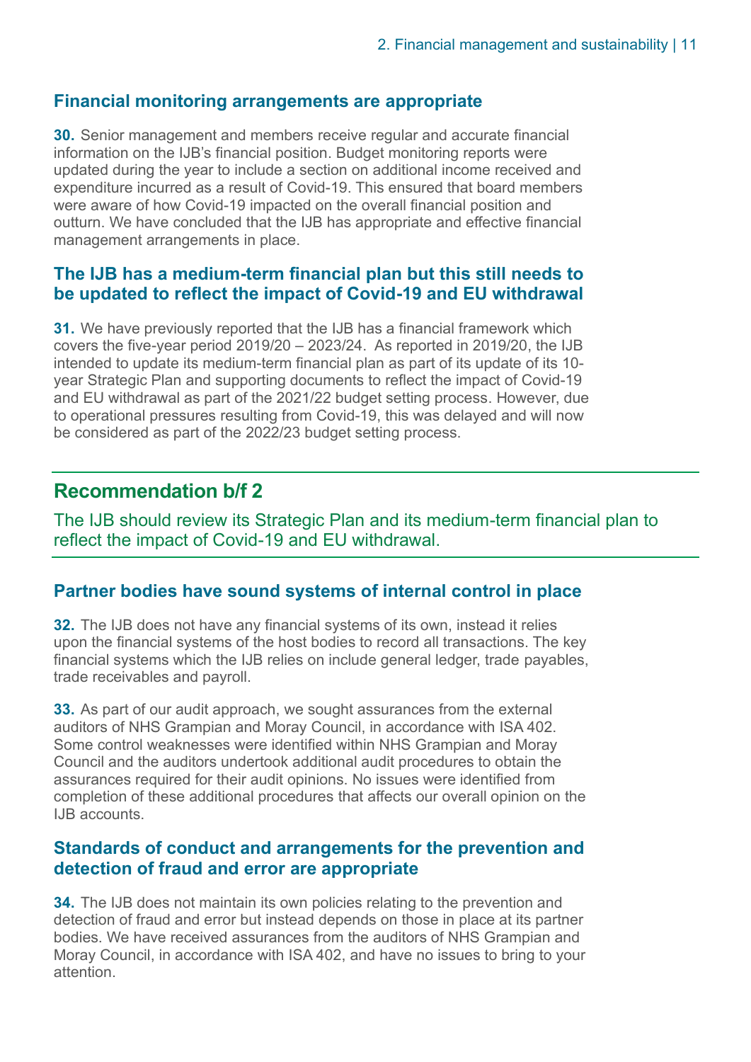### Financial monitoring arrangements are appropriate

**30.** Senior management and members receive regular and accurate financial information on the IJB's financial position. Budget monitoring reports were updated during the year to include a section on additional income received and expenditure incurred as a result of Covid-19. This ensured that board members were aware of how Covid-19 impacted on the overall financial position and outturn. We have concluded that the IJB has appropriate and effective financial management arrangements in place.

### The IJB has a medium-term financial plan but this still needs to be updated to reflect the impact of Covid-19 and EU withdrawal

**31.** We have previously reported that the IJB has a financial framework which covers the five-year period 2019/20 – 2023/24. As reported in 2019/20, the IJB intended to update its medium-term financial plan as part of its update of its 10-year Strategic Plan and supporting documents to reflect the impact of Covid-19 and EU withdrawal as part of the 2021/22 budget setting process. However, due to operational pressures resulting from Covid-19, this was delayed and will now be considered as part of the 2022/23 budget setting process.

## Recommendation b/f 2

The IJB should review its Strategic Plan and its medium-term financial plan to reflect the impact of Covid-19 and EU withdrawal.

### Partner bodies have sound systems of internal control in place

**32.** The IJB does not have any financial systems of its own, instead it relies upon the financial systems of the host bodies to record all transactions. The key financial systems which the IJB relies on include general ledger, trade payables, trade receivables and payroll.

**33.** As part of our audit approach, we sought assurances from the external auditors of NHS Grampian and Moray Council, in accordance with ISA 402. Some control weaknesses were identified within NHS Grampian and Moray Council and the auditors undertook additional audit procedures to obtain the assurances required for their audit opinions. No issues were identified from completion of these additional procedures that affects our overall opinion on the IJB accounts.

### Standards of conduct and arrangements for the prevention and detection of fraud and error are appropriate

**34.** The IJB does not maintain its own policies relating to the prevention and detection of fraud and error but instead depends on those in place at its partner bodies. We have received assurances from the auditors of NHS Grampian and Moray Council, in accordance with ISA 402, and have no issues to bring to your attention.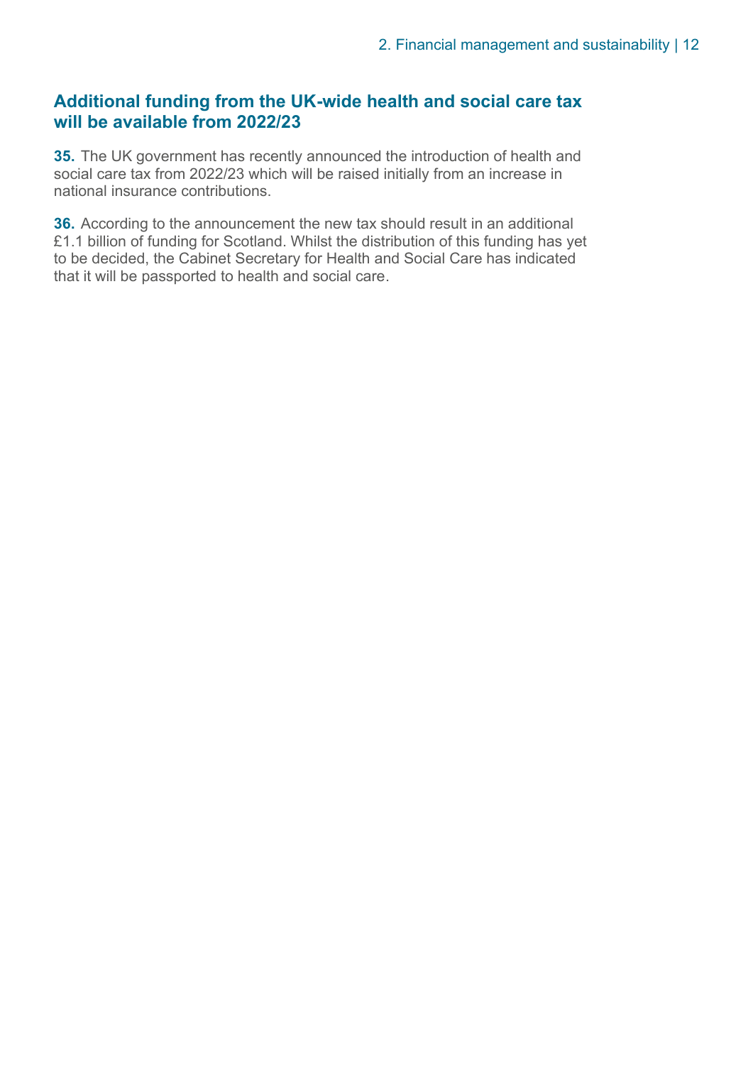## Additional funding from the UK-wide health and social care tax will be available from 2022/23

**35.** The UK government has recently announced the introduction of health and social care tax from 2022/23 which will be raised initially from an increase in national insurance contributions.

**36.** According to the announcement the new tax should result in an additional £1.1 billion of funding for Scotland. Whilst the distribution of this funding has yet to be decided, the Cabinet Secretary for Health and Social Care has indicated that it will be passported to health and social care.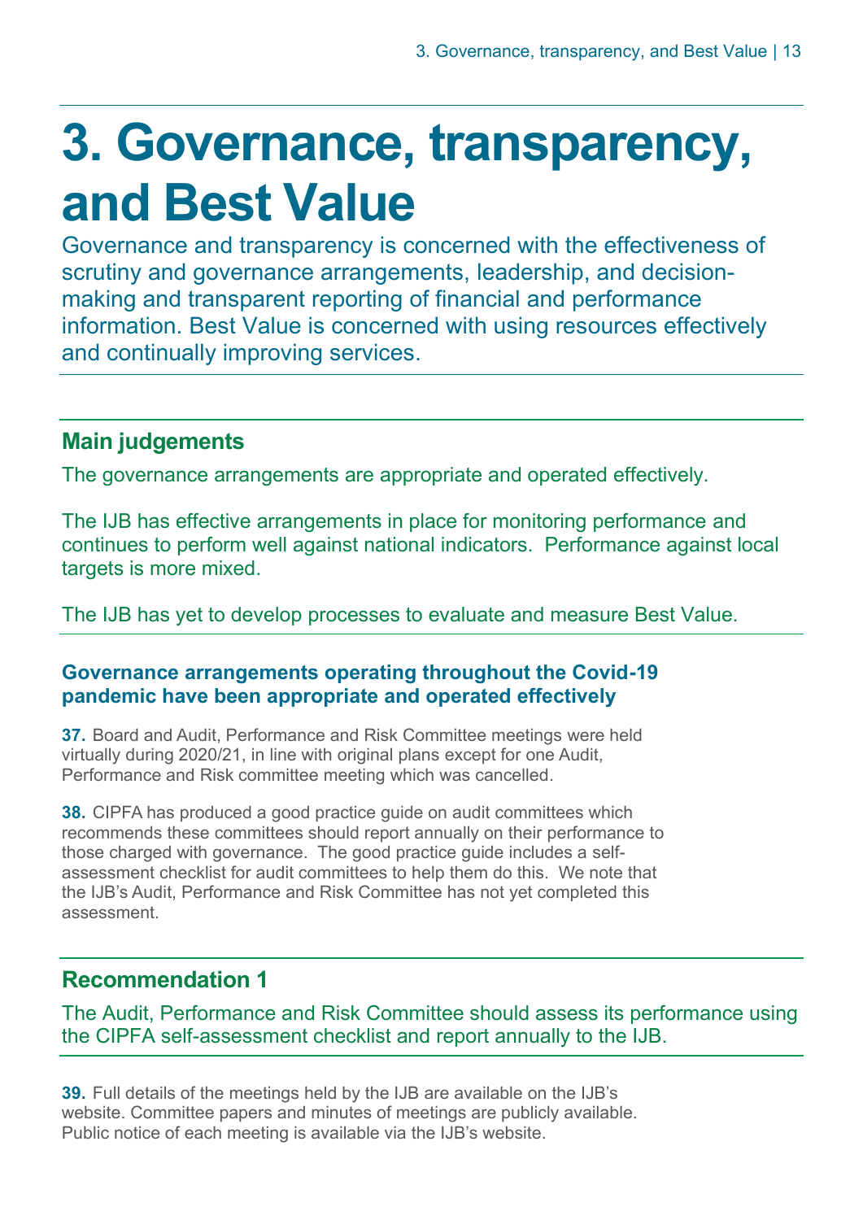# 3. Governance, transparency, and Best Value

Governance and transparency is concerned with the effectiveness of scrutiny and governance arrangements, leadership, and decision-making and transparent reporting of financial and performance information. Best Value is concerned with using resources effectively and continually improving services.

## Main judgements

The governance arrangements are appropriate and operated effectively.

The IJB has effective arrangements in place for monitoring performance and continues to perform well against national indicators. Performance against local targets is more mixed.

The IJB has yet to develop processes to evaluate and measure Best Value.

### Governance arrangements operating throughout the Covid-19 pandemic have been appropriate and operated effectively

**37.** Board and Audit, Performance and Risk Committee meetings were held virtually during 2020/21, in line with original plans except for one Audit, Performance and Risk committee meeting which was cancelled.

**38.** CIPFA has produced a good practice guide on audit committees which recommends these committees should report annually on their performance to those charged with governance. The good practice guide includes a self-assessment checklist for audit committees to help them do this. We note that the IJB's Audit, Performance and Risk Committee has not yet completed this assessment.

## Recommendation 1

The Audit, Performance and Risk Committee should assess its performance using the CIPFA self-assessment checklist and report annually to the IJB.

**39.** Full details of the meetings held by the IJB are available on the IJB's website. Committee papers and minutes of meetings are publicly available. Public notice of each meeting is available via the IJB's website.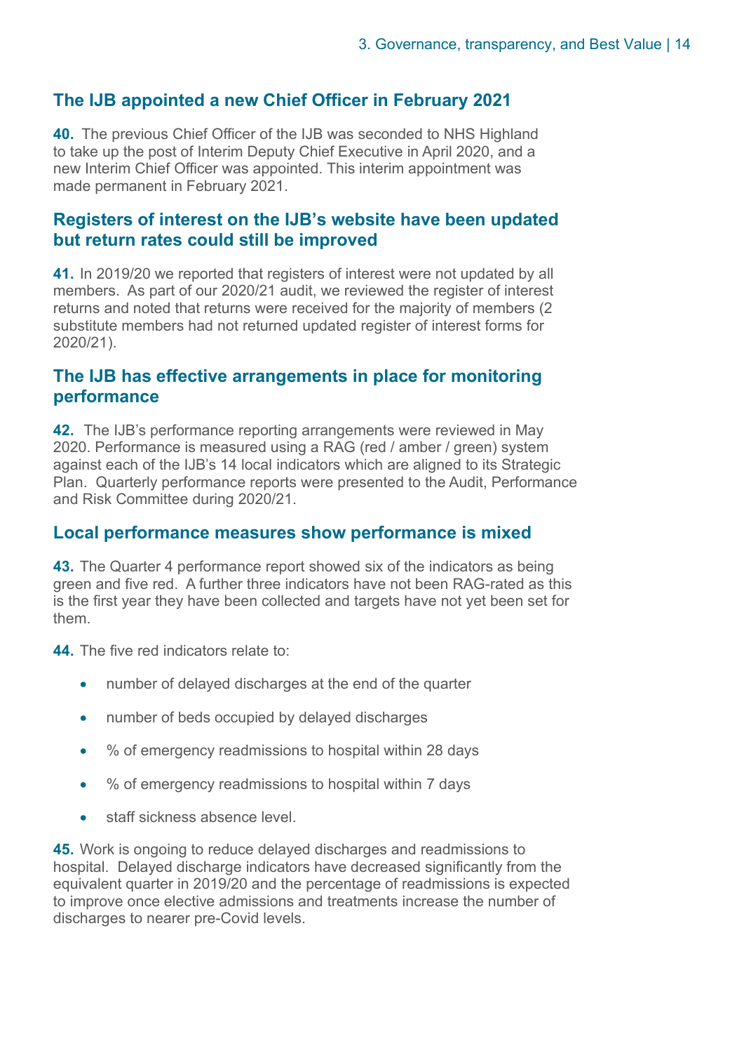## The IJB appointed a new Chief Officer in February 2021

**40.** The previous Chief Officer of the IJB was seconded to NHS Highland to take up the post of Interim Deputy Chief Executive in April 2020, and a new Interim Chief Officer was appointed. This interim appointment was made permanent in February 2021.

## Registers of interest on the IJB's website have been updated but return rates could still be improved

**41.** In 2019/20 we reported that registers of interest were not updated by all members. As part of our 2020/21 audit, we reviewed the register of interest returns and noted that returns were received for the majority of members (2 substitute members had not returned updated register of interest forms for 2020/21).

## The IJB has effective arrangements in place for monitoring performance

**42.** The IJB's performance reporting arrangements were reviewed in May 2020. Performance is measured using a RAG (red / amber / green) system against each of the IJB's 14 local indicators which are aligned to its Strategic Plan. Quarterly performance reports were presented to the Audit, Performance and Risk Committee during 2020/21.

## Local performance measures show performance is mixed

**43.** The Quarter 4 performance report showed six of the indicators as being green and five red. A further three indicators have not been RAG-rated as this is the first year they have been collected and targets have not yet been set for them.

**44.** The five red indicators relate to:

- number of delayed discharges at the end of the quarter
- number of beds occupied by delayed discharges
- % of emergency readmissions to hospital within 28 days
- % of emergency readmissions to hospital within 7 days
- staff sickness absence level.

**45.** Work is ongoing to reduce delayed discharges and readmissions to hospital. Delayed discharge indicators have decreased significantly from the equivalent quarter in 2019/20 and the percentage of readmissions is expected to improve once elective admissions and treatments increase the number of discharges to nearer pre-Covid levels.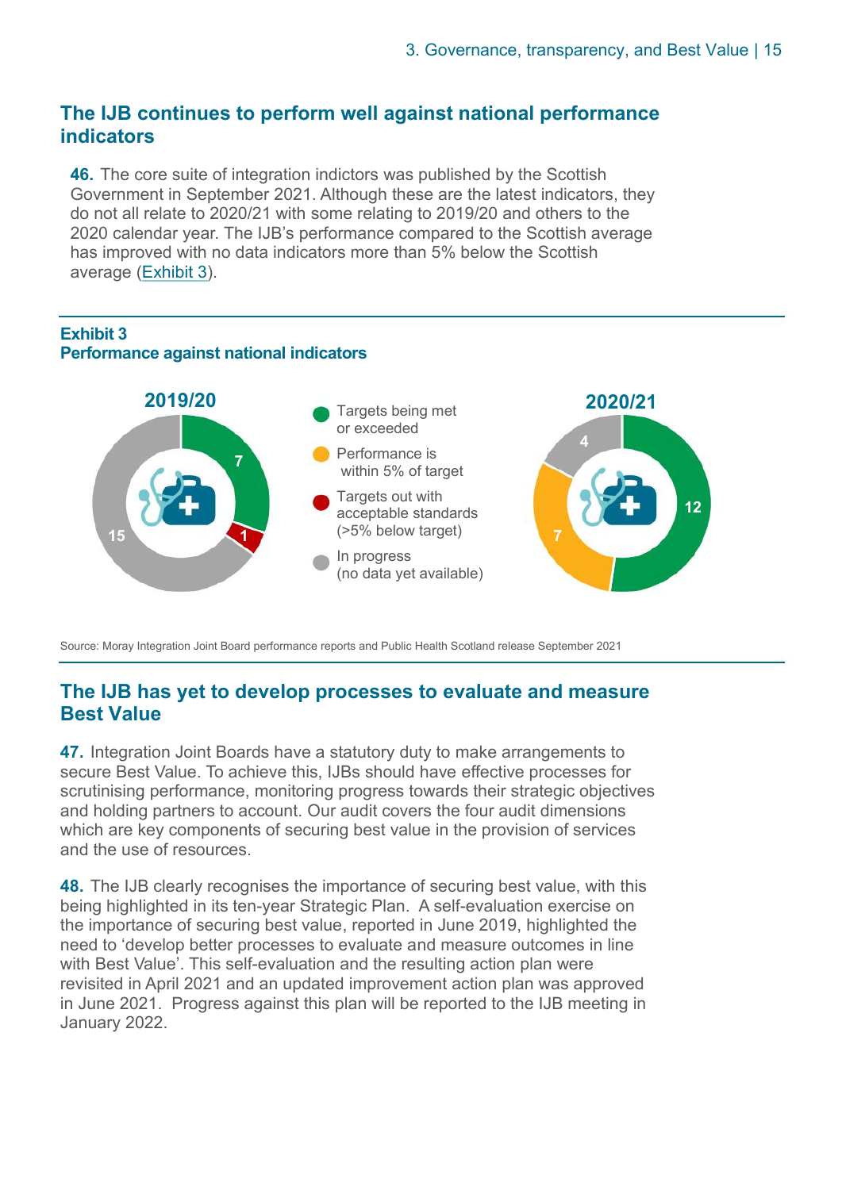## The IJB continues to perform well against national performance indicators

**46.** The core suite of integration indictors was published by the Scottish Government in September 2021. Although these are the latest indicators, they do not all relate to 2020/21 with some relating to 2019/20 and others to the 2020 calendar year. The IJB's performance compared to the Scottish average has improved with no data indicators more than 5% below the Scottish average (Exhibit 3).

**Exhibit 3**
**Performance against national indicators**

| | 2019/20 | 2020/21 |
|---|---|---|
| Targets being met or exceeded | 7 | 12 |
| Performance is within 5% of target | | 7 |
| Targets out with acceptable standards (>5% below target) | 1 | |
| In progress (no data yet available) | 15 | 4 |

Source: Moray Integration Joint Board performance reports and Public Health Scotland release September 2021

## The IJB has yet to develop processes to evaluate and measure Best Value

**47.** Integration Joint Boards have a statutory duty to make arrangements to secure Best Value. To achieve this, IJBs should have effective processes for scrutinising performance, monitoring progress towards their strategic objectives and holding partners to account. Our audit covers the four audit dimensions which are key components of securing best value in the provision of services and the use of resources.

**48.** The IJB clearly recognises the importance of securing best value, with this being highlighted in its ten-year Strategic Plan. A self-evaluation exercise on the importance of securing best value, reported in June 2019, highlighted the need to 'develop better processes to evaluate and measure outcomes in line with Best Value'. This self-evaluation and the resulting action plan were revisited in April 2021 and an updated improvement action plan was approved in June 2021. Progress against this plan will be reported to the IJB meeting in January 2022.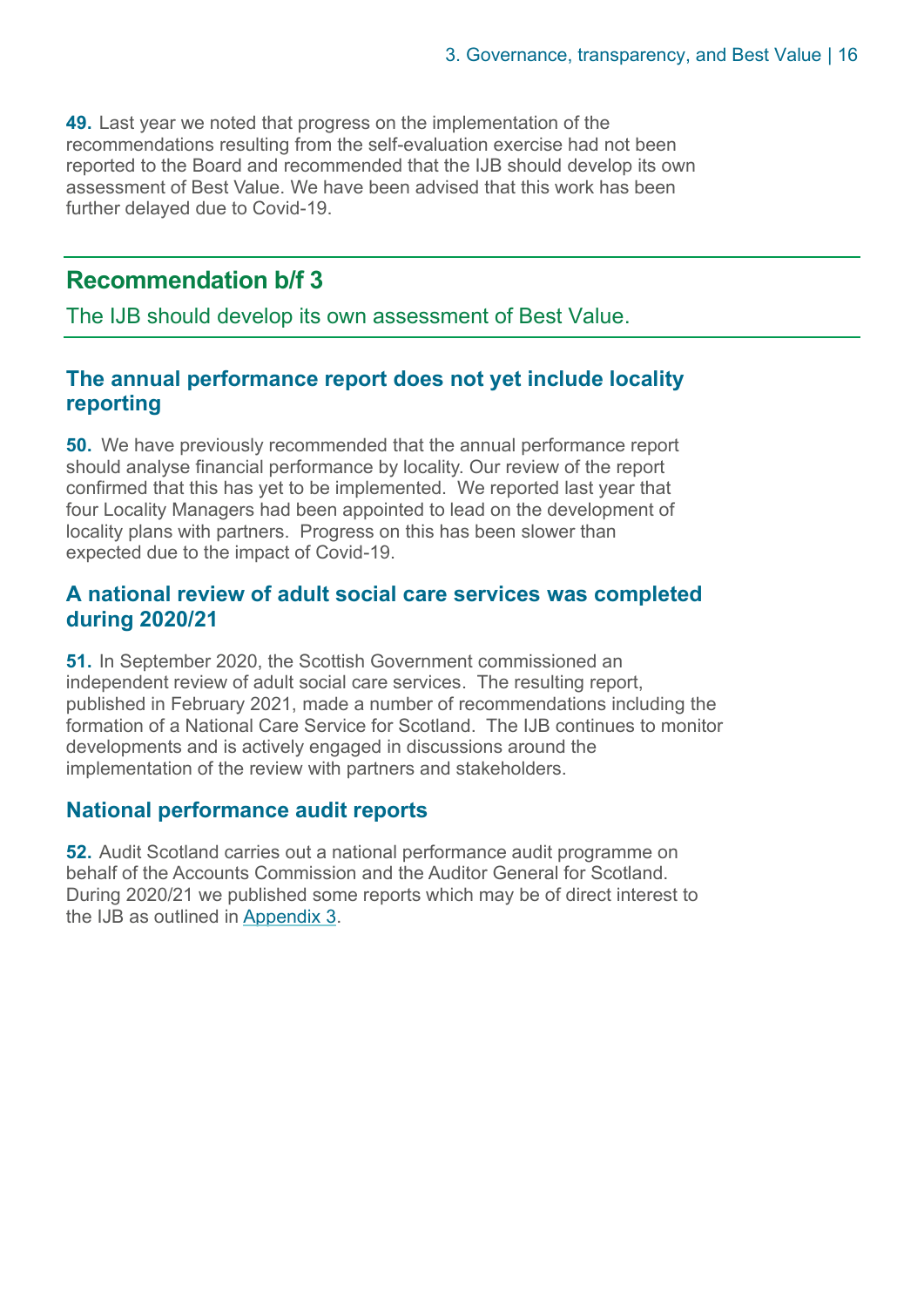**49.** Last year we noted that progress on the implementation of the recommendations resulting from the self-evaluation exercise had not been reported to the Board and recommended that the IJB should develop its own assessment of Best Value. We have been advised that this work has been further delayed due to Covid-19.

## Recommendation b/f 3

The IJB should develop its own assessment of Best Value.

### The annual performance report does not yet include locality reporting

**50.** We have previously recommended that the annual performance report should analyse financial performance by locality. Our review of the report confirmed that this has yet to be implemented. We reported last year that four Locality Managers had been appointed to lead on the development of locality plans with partners. Progress on this has been slower than expected due to the impact of Covid-19.

### A national review of adult social care services was completed during 2020/21

**51.** In September 2020, the Scottish Government commissioned an independent review of adult social care services. The resulting report, published in February 2021, made a number of recommendations including the formation of a National Care Service for Scotland. The IJB continues to monitor developments and is actively engaged in discussions around the implementation of the review with partners and stakeholders.

### National performance audit reports

**52.** Audit Scotland carries out a national performance audit programme on behalf of the Accounts Commission and the Auditor General for Scotland. During 2020/21 we published some reports which may be of direct interest to the IJB as outlined in Appendix 3.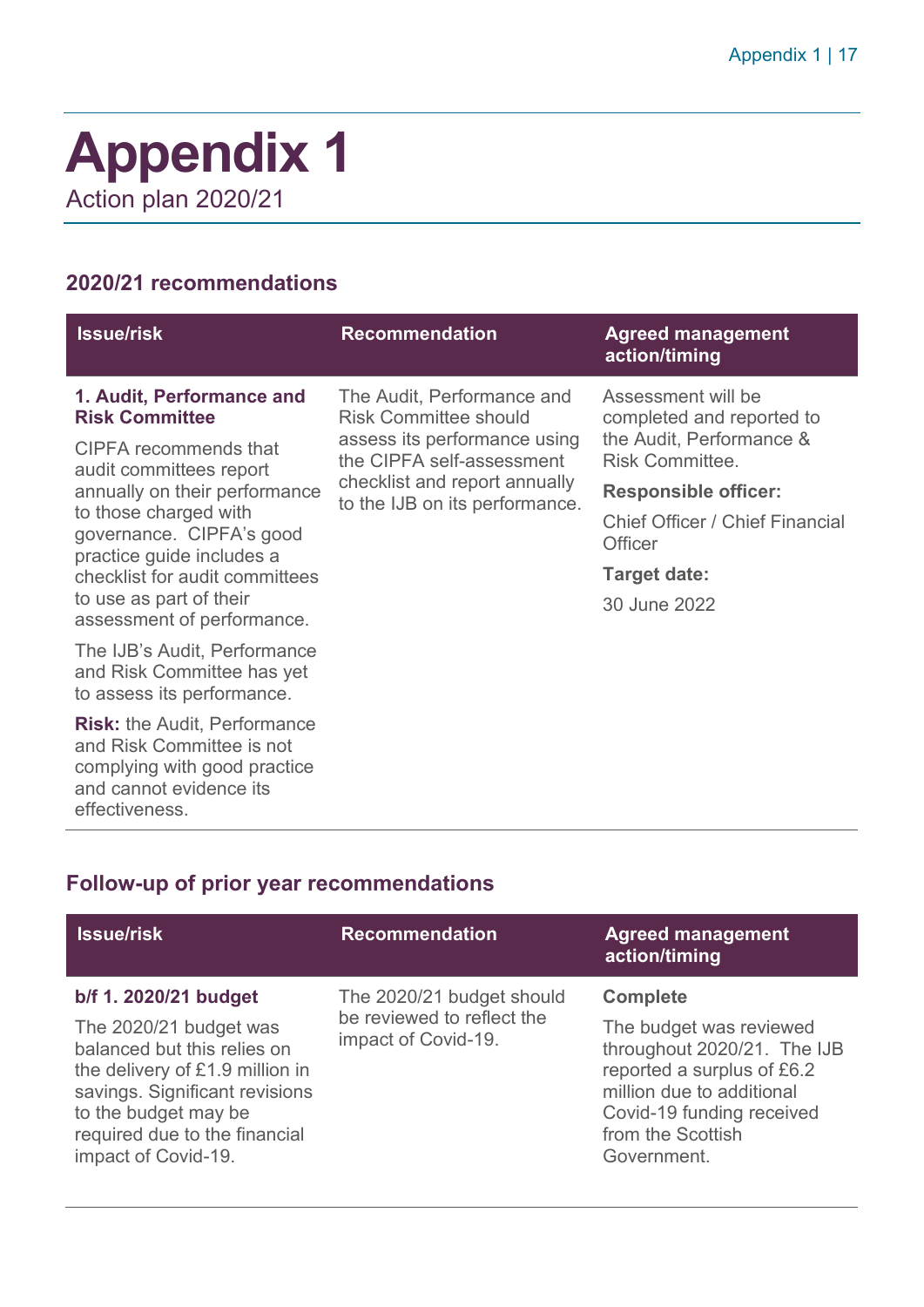# Appendix 1

Action plan 2020/21

## 2020/21 recommendations

| Issue/risk | Recommendation | Agreed management action/timing |
| --- | --- | --- |
| **1. Audit, Performance and Risk Committee**<br><br>CIPFA recommends that audit committees report annually on their performance to those charged with governance. CIPFA's good practice guide includes a checklist for audit committees to use as part of their assessment of performance.<br><br>The IJB's Audit, Performance and Risk Committee has yet to assess its performance.<br><br>**Risk:** the Audit, Performance and Risk Committee is not complying with good practice and cannot evidence its effectiveness. | The Audit, Performance and Risk Committee should assess its performance using the CIPFA self-assessment checklist and report annually to the IJB on its performance. | Assessment will be completed and reported to the Audit, Performance & Risk Committee.<br><br>**Responsible officer:**<br><br>Chief Officer / Chief Financial Officer<br><br>**Target date:**<br><br>30 June 2022 |

## Follow-up of prior year recommendations

| Issue/risk | Recommendation | Agreed management action/timing |
| --- | --- | --- |
| **b/f 1. 2020/21 budget**<br><br>The 2020/21 budget was balanced but this relies on the delivery of £1.9 million in savings. Significant revisions to the budget may be required due to the financial impact of Covid-19. | The 2020/21 budget should be reviewed to reflect the impact of Covid-19. | **Complete**<br><br>The budget was reviewed throughout 2020/21. The IJB reported a surplus of £6.2 million due to additional Covid-19 funding received from the Scottish Government. |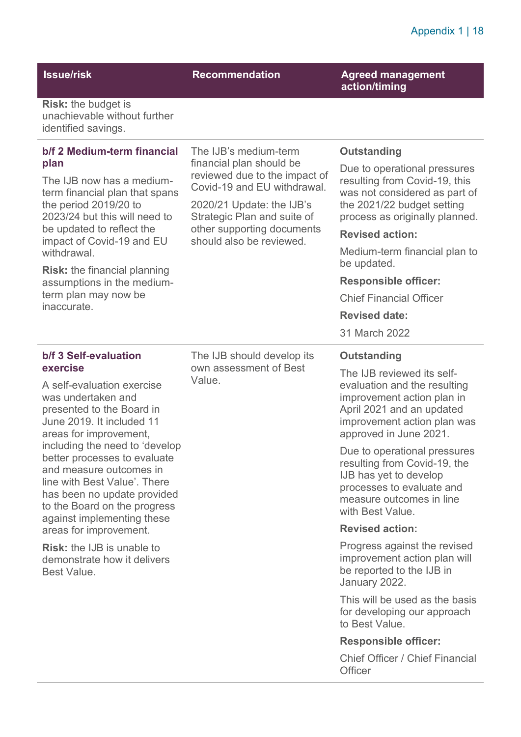| Issue/risk | Recommendation | Agreed management action/timing |
|---|---|---|
| **Risk:** the budget is unachievable without further identified savings. | | |
| **b/f 2 Medium-term financial plan**<br><br>The IJB now has a medium-term financial plan that spans the period 2019/20 to 2023/24 but this will need to be updated to reflect the impact of Covid-19 and EU withdrawal.<br><br>**Risk:** the financial planning assumptions in the medium-term plan may now be inaccurate. | The IJB's medium-term financial plan should be reviewed due to the impact of Covid-19 and EU withdrawal.<br><br>2020/21 Update: the IJB's Strategic Plan and suite of other supporting documents should also be reviewed. | **Outstanding**<br><br>Due to operational pressures resulting from Covid-19, this was not considered as part of the 2021/22 budget setting process as originally planned.<br><br>**Revised action:**<br><br>Medium-term financial plan to be updated.<br><br>**Responsible officer:**<br><br>Chief Financial Officer<br><br>**Revised date:**<br><br>31 March 2022 |
| **b/f 3 Self-evaluation exercise**<br><br>A self-evaluation exercise was undertaken and presented to the Board in June 2019. It included 11 areas for improvement, including the need to 'develop better processes to evaluate and measure outcomes in line with Best Value'. There has been no update provided to the Board on the progress against implementing these areas for improvement.<br><br>**Risk:** the IJB is unable to demonstrate how it delivers Best Value. | The IJB should develop its own assessment of Best Value. | **Outstanding**<br><br>The IJB reviewed its self-evaluation and the resulting improvement action plan in April 2021 and an updated improvement action plan was approved in June 2021.<br><br>Due to operational pressures resulting from Covid-19, the IJB has yet to develop processes to evaluate and measure outcomes in line with Best Value.<br><br>**Revised action:**<br><br>Progress against the revised improvement action plan will be reported to the IJB in January 2022.<br><br>This will be used as the basis for developing our approach to Best Value.<br><br>**Responsible officer:**<br><br>Chief Officer / Chief Financial Officer |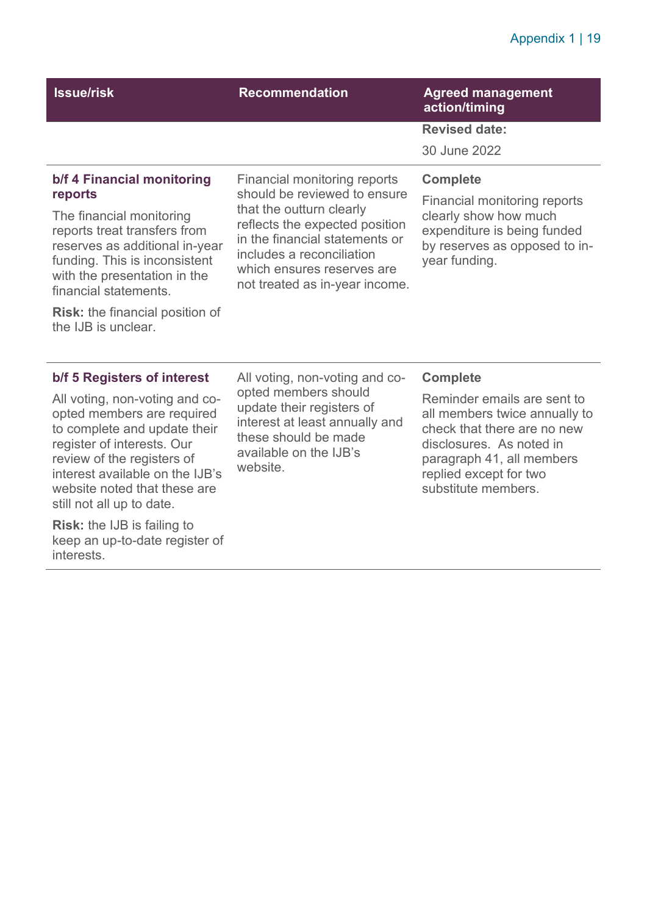| Issue/risk | Recommendation | Agreed management action/timing |
|---|---|---|
| | | **Revised date:**<br><br>30 June 2022 |
| **b/f 4 Financial monitoring reports**<br><br>The financial monitoring reports treat transfers from reserves as additional in-year funding. This is inconsistent with the presentation in the financial statements.<br><br>**Risk:** the financial position of the IJB is unclear. | Financial monitoring reports should be reviewed to ensure that the outturn clearly reflects the expected position in the financial statements or includes a reconciliation which ensures reserves are not treated as in-year income. | **Complete**<br><br>Financial monitoring reports clearly show how much expenditure is being funded by reserves as opposed to in-year funding. |
| **b/f 5 Registers of interest**<br><br>All voting, non-voting and co-opted members are required to complete and update their register of interests. Our review of the registers of interest available on the IJB's website noted that these are still not all up to date.<br><br>**Risk:** the IJB is failing to keep an up-to-date register of interests. | All voting, non-voting and co-opted members should update their registers of interest at least annually and these should be made available on the IJB's website. | **Complete**<br><br>Reminder emails are sent to all members twice annually to check that there are no new disclosures. As noted in paragraph 41, all members replied except for two substitute members. |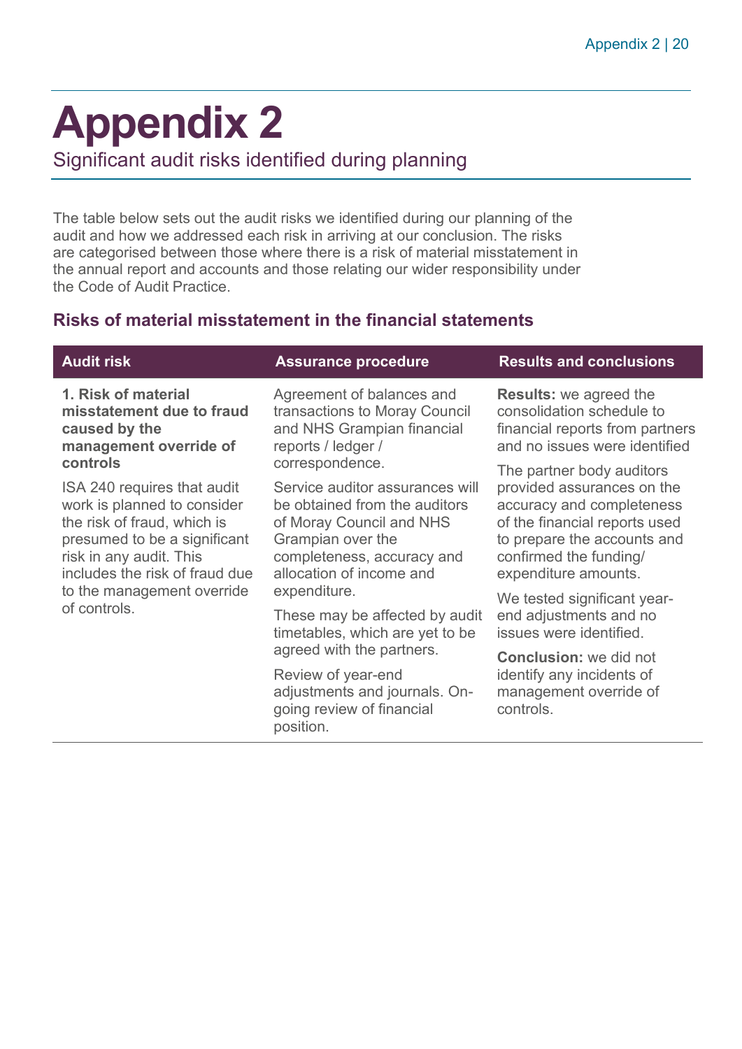# Appendix 2

Significant audit risks identified during planning

The table below sets out the audit risks we identified during our planning of the audit and how we addressed each risk in arriving at our conclusion. The risks are categorised between those where there is a risk of material misstatement in the annual report and accounts and those relating our wider responsibility under the Code of Audit Practice.

## Risks of material misstatement in the financial statements

| Audit risk | Assurance procedure | Results and conclusions |
| --- | --- | --- |
| **1. Risk of material misstatement due to fraud caused by the management override of controls**<br><br>ISA 240 requires that audit work is planned to consider the risk of fraud, which is presumed to be a significant risk in any audit. This includes the risk of fraud due to the management override of controls. | Agreement of balances and transactions to Moray Council and NHS Grampian financial reports / ledger / correspondence.<br><br>Service auditor assurances will be obtained from the auditors of Moray Council and NHS Grampian over the completeness, accuracy and allocation of income and expenditure.<br><br>These may be affected by audit timetables, which are yet to be agreed with the partners.<br><br>Review of year-end adjustments and journals. On-going review of financial position. | **Results:** we agreed the consolidation schedule to financial reports from partners and no issues were identified<br><br>The partner body auditors provided assurances on the accuracy and completeness of the financial reports used to prepare the accounts and confirmed the funding/ expenditure amounts.<br><br>We tested significant year-end adjustments and no issues were identified.<br><br>**Conclusion:** we did not identify any incidents of management override of controls. |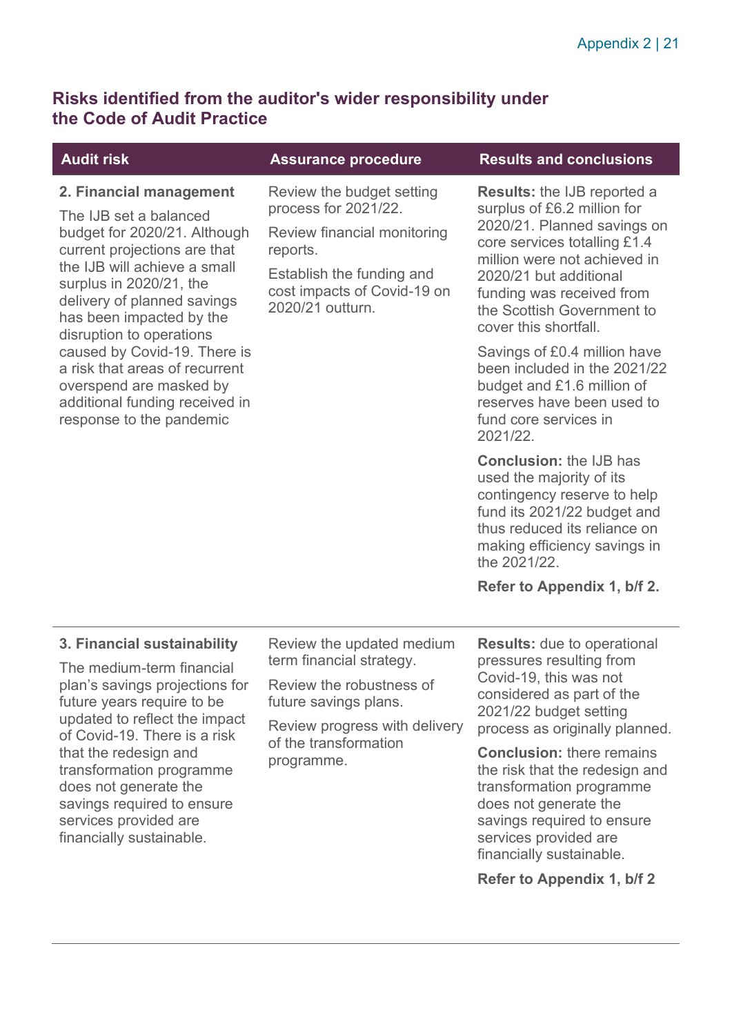## Risks identified from the auditor's wider responsibility under the Code of Audit Practice

| Audit risk | Assurance procedure | Results and conclusions |
|---|---|---|
| **2. Financial management**<br><br>The IJB set a balanced budget for 2020/21. Although current projections are that the IJB will achieve a small surplus in 2020/21, the delivery of planned savings has been impacted by the disruption to operations caused by Covid-19. There is a risk that areas of recurrent overspend are masked by additional funding received in response to the pandemic | Review the budget setting process for 2021/22.<br><br>Review financial monitoring reports.<br><br>Establish the funding and cost impacts of Covid-19 on 2020/21 outturn. | **Results:** the IJB reported a surplus of £6.2 million for 2020/21. Planned savings on core services totalling £1.4 million were not achieved in 2020/21 but additional funding was received from the Scottish Government to cover this shortfall.<br><br>Savings of £0.4 million have been included in the 2021/22 budget and £1.6 million of reserves have been used to fund core services in 2021/22.<br><br>**Conclusion:** the IJB has used the majority of its contingency reserve to help fund its 2021/22 budget and thus reduced its reliance on making efficiency savings in the 2021/22.<br><br>**Refer to Appendix 1, b/f 2.** |
| **3. Financial sustainability**<br><br>The medium-term financial plan's savings projections for future years require to be updated to reflect the impact of Covid-19. There is a risk that the redesign and transformation programme does not generate the savings required to ensure services provided are financially sustainable. | Review the updated medium term financial strategy.<br><br>Review the robustness of future savings plans.<br><br>Review progress with delivery of the transformation programme. | **Results:** due to operational pressures resulting from Covid-19, this was not considered as part of the 2021/22 budget setting process as originally planned.<br><br>**Conclusion:** there remains the risk that the redesign and transformation programme does not generate the savings required to ensure services provided are financially sustainable.<br><br>**Refer to Appendix 1, b/f 2** |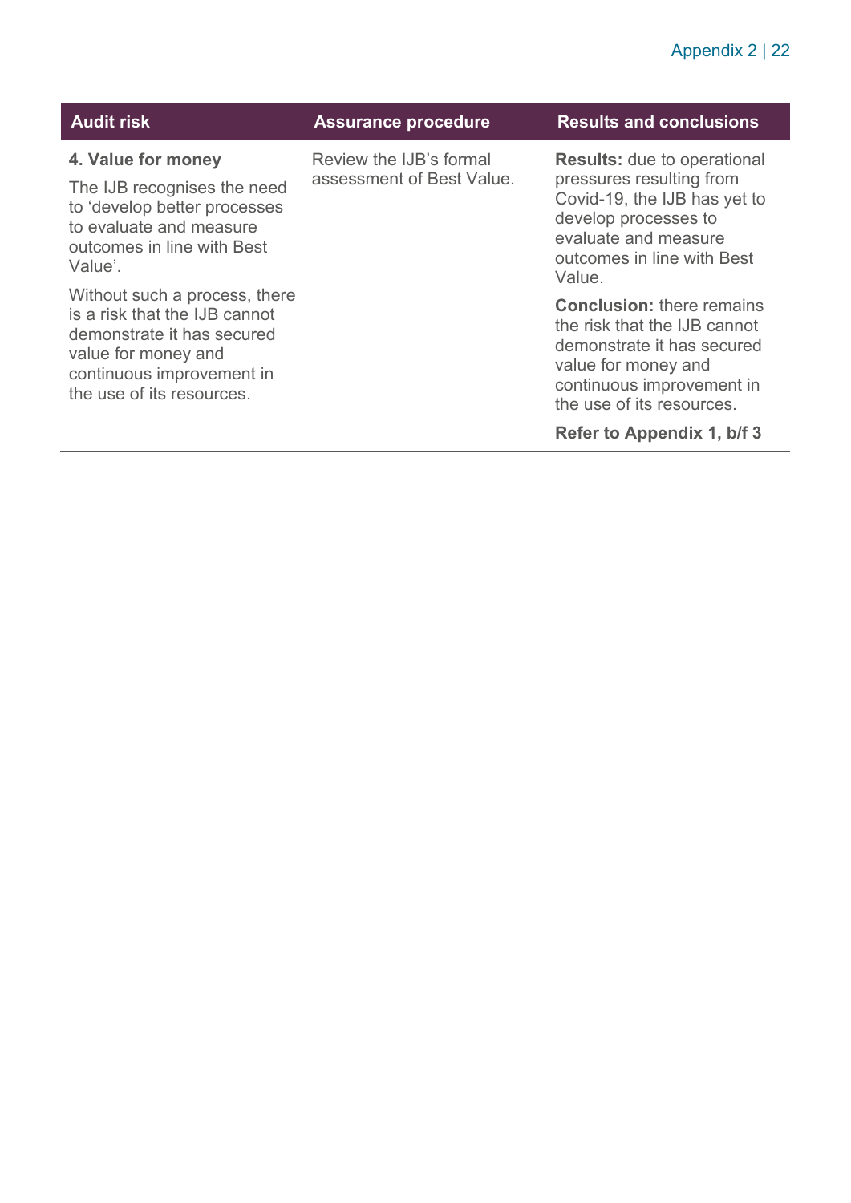| Audit risk | Assurance procedure | Results and conclusions |
|---|---|---|
| **4. Value for money**<br><br>The IJB recognises the need to ‘develop better processes to evaluate and measure outcomes in line with Best Value’.<br><br>Without such a process, there is a risk that the IJB cannot demonstrate it has secured value for money and continuous improvement in the use of its resources. | Review the IJB’s formal assessment of Best Value. | **Results:** due to operational pressures resulting from Covid-19, the IJB has yet to develop processes to evaluate and measure outcomes in line with Best Value.<br><br>**Conclusion:** there remains the risk that the IJB cannot demonstrate it has secured value for money and continuous improvement in the use of its resources.<br><br>**Refer to Appendix 1, b/f 3** |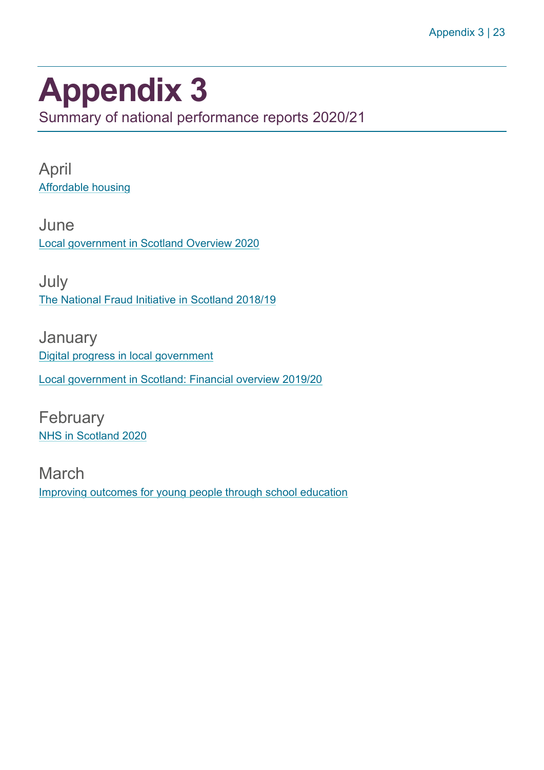# Appendix 3

Summary of national performance reports 2020/21

## April

Affordable housing

## June

Local government in Scotland Overview 2020

## July

The National Fraud Initiative in Scotland 2018/19

## January

Digital progress in local government

Local government in Scotland: Financial overview 2019/20

## February

NHS in Scotland 2020

## March

Improving outcomes for young people through school education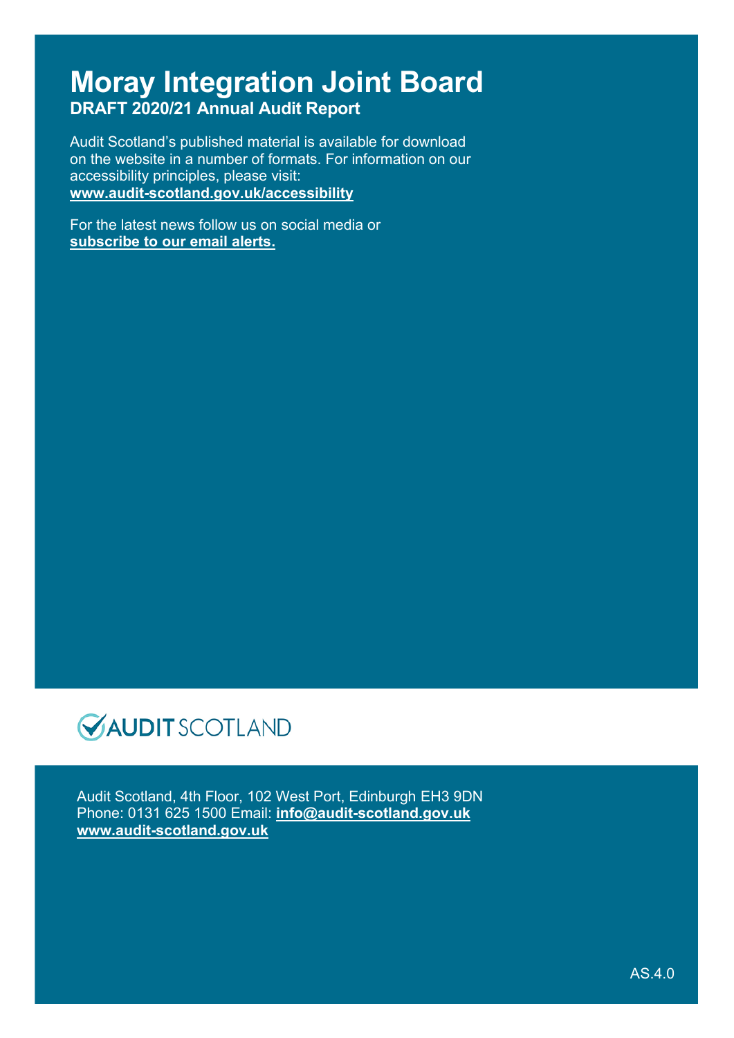# Moray Integration Joint Board

**DRAFT 2020/21 Annual Audit Report**

Audit Scotland's published material is available for download on the website in a number of formats. For information on our accessibility principles, please visit:
**www.audit-scotland.gov.uk/accessibility**

For the latest news follow us on social media or
**subscribe to our email alerts.**

AUDIT SCOTLAND

Audit Scotland, 4th Floor, 102 West Port, Edinburgh EH3 9DN
Phone: 0131 625 1500 Email: **info@audit-scotland.gov.uk**
**www.audit-scotland.gov.uk**

AS.4.0